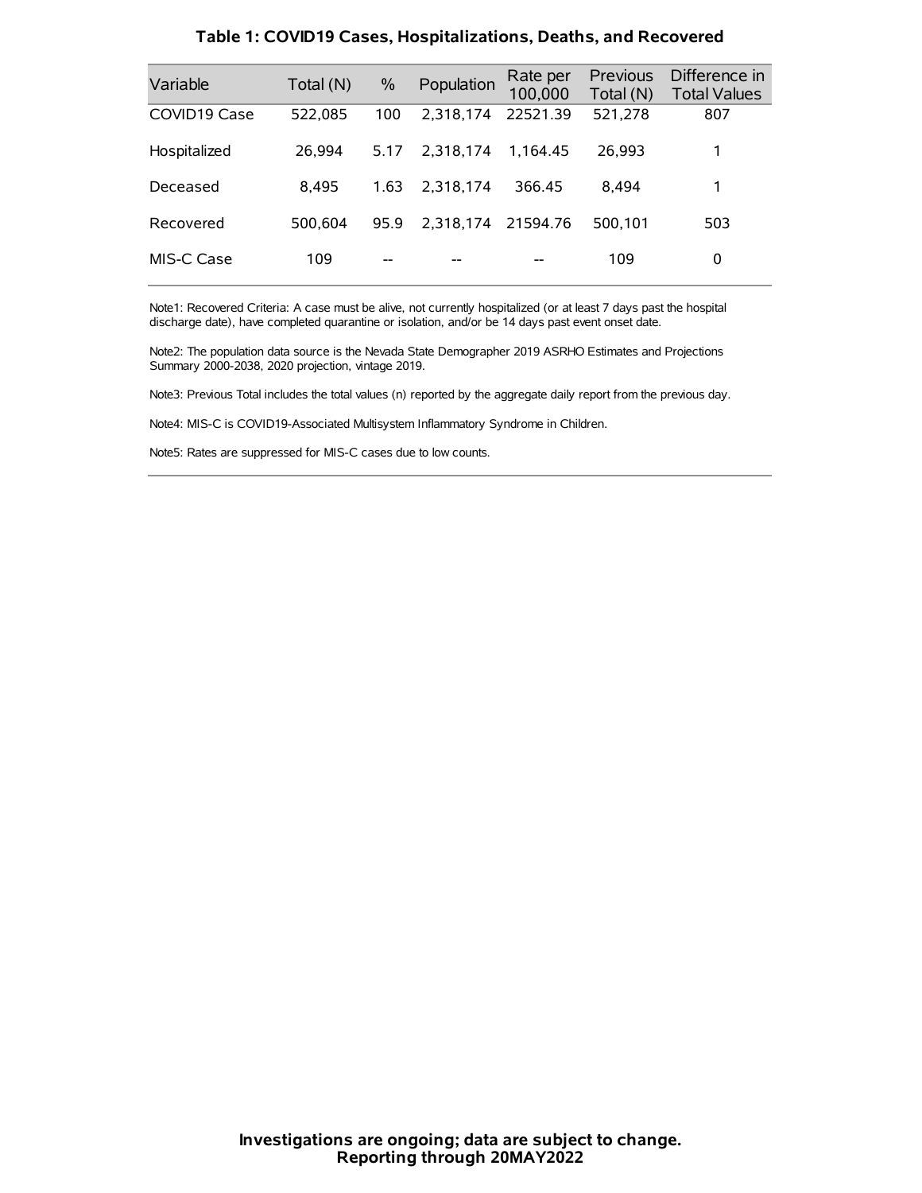## Table 1: COVID19 Cases, Hospitalizations, Deaths, and Recovered

| Variable | Total (N) | % | Population | Rate per 100,000 | Previous Total (N) | Difference in Total Values |
|---|---|---|---|---|---|---|
| COVID19 Case | 522,085 | 100 | 2,318,174 | 22521.39 | 521,278 | 807 |
| Hospitalized | 26,994 | 5.17 | 2,318,174 | 1,164.45 | 26,993 | 1 |
| Deceased | 8,495 | 1.63 | 2,318,174 | 366.45 | 8,494 | 1 |
| Recovered | 500,604 | 95.9 | 2,318,174 | 21594.76 | 500,101 | 503 |
| MIS-C Case | 109 | -- | -- | -- | 109 | 0 |

Note1: Recovered Criteria: A case must be alive, not currently hospitalized (or at least 7 days past the hospital discharge date), have completed quarantine or isolation, and/or be 14 days past event onset date.

Note2: The population data source is the Nevada State Demographer 2019 ASRHO Estimates and Projections Summary 2000-2038, 2020 projection, vintage 2019.

Note3: Previous Total includes the total values (n) reported by the aggregate daily report from the previous day.

Note4: MIS-C is COVID19-Associated Multisystem Inflammatory Syndrome in Children.

Note5: Rates are suppressed for MIS-C cases due to low counts.

**Investigations are ongoing; data are subject to change.**
**Reporting through 20MAY2022**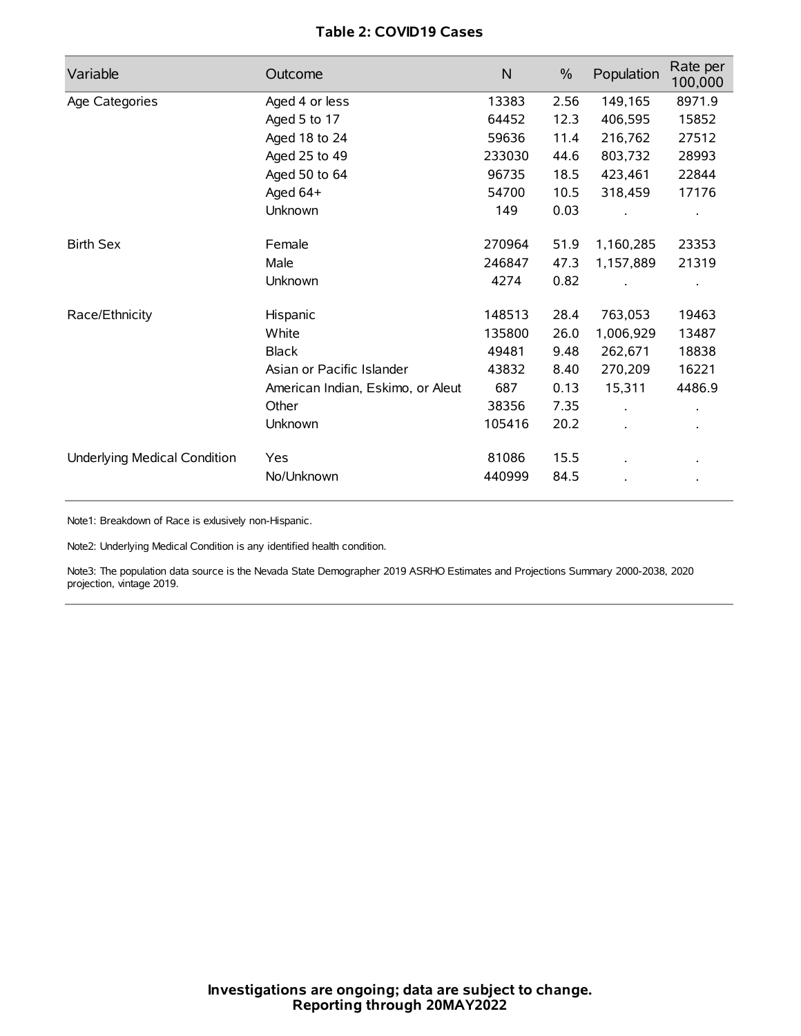**Table 2: COVID19 Cases**

| Variable | Outcome | N | % | Population | Rate per 100,000 |
|---|---|---|---|---|---|
| Age Categories | Aged 4 or less | 13383 | 2.56 | 149,165 | 8971.9 |
| | Aged 5 to 17 | 64452 | 12.3 | 406,595 | 15852 |
| | Aged 18 to 24 | 59636 | 11.4 | 216,762 | 27512 |
| | Aged 25 to 49 | 233030 | 44.6 | 803,732 | 28993 |
| | Aged 50 to 64 | 96735 | 18.5 | 423,461 | 22844 |
| | Aged 64+ | 54700 | 10.5 | 318,459 | 17176 |
| | Unknown | 149 | 0.03 | . | . |
| Birth Sex | Female | 270964 | 51.9 | 1,160,285 | 23353 |
| | Male | 246847 | 47.3 | 1,157,889 | 21319 |
| | Unknown | 4274 | 0.82 | . | . |
| Race/Ethnicity | Hispanic | 148513 | 28.4 | 763,053 | 19463 |
| | White | 135800 | 26.0 | 1,006,929 | 13487 |
| | Black | 49481 | 9.48 | 262,671 | 18838 |
| | Asian or Pacific Islander | 43832 | 8.40 | 270,209 | 16221 |
| | American Indian, Eskimo, or Aleut | 687 | 0.13 | 15,311 | 4486.9 |
| | Other | 38356 | 7.35 | . | . |
| | Unknown | 105416 | 20.2 | . | . |
| Underlying Medical Condition | Yes | 81086 | 15.5 | . | . |
| | No/Unknown | 440999 | 84.5 | . | . |

Note1: Breakdown of Race is exlusively non-Hispanic.

Note2: Underlying Medical Condition is any identified health condition.

Note3: The population data source is the Nevada State Demographer 2019 ASRHO Estimates and Projections Summary 2000-2038, 2020 projection, vintage 2019.

**Investigations are ongoing; data are subject to change.**
**Reporting through 20MAY2022**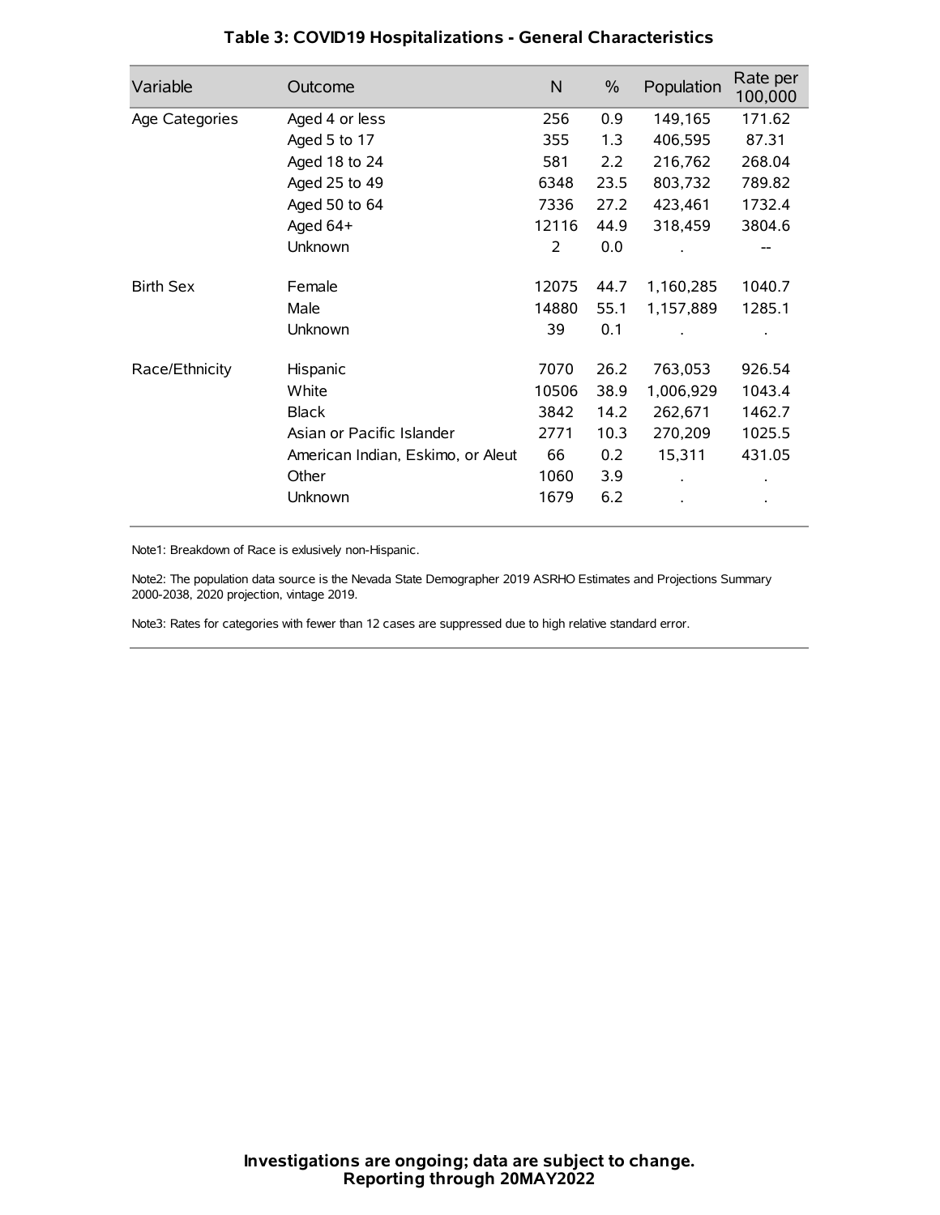# Table 3: COVID19 Hospitalizations - General Characteristics

| Variable | Outcome | N | % | Population | Rate per 100,000 |
|---|---|---|---|---|---|
| Age Categories | Aged 4 or less | 256 | 0.9 | 149,165 | 171.62 |
| | Aged 5 to 17 | 355 | 1.3 | 406,595 | 87.31 |
| | Aged 18 to 24 | 581 | 2.2 | 216,762 | 268.04 |
| | Aged 25 to 49 | 6348 | 23.5 | 803,732 | 789.82 |
| | Aged 50 to 64 | 7336 | 27.2 | 423,461 | 1732.4 |
| | Aged 64+ | 12116 | 44.9 | 318,459 | 3804.6 |
| | Unknown | 2 | 0.0 | . | -- |
| Birth Sex | Female | 12075 | 44.7 | 1,160,285 | 1040.7 |
| | Male | 14880 | 55.1 | 1,157,889 | 1285.1 |
| | Unknown | 39 | 0.1 | . | . |
| Race/Ethnicity | Hispanic | 7070 | 26.2 | 763,053 | 926.54 |
| | White | 10506 | 38.9 | 1,006,929 | 1043.4 |
| | Black | 3842 | 14.2 | 262,671 | 1462.7 |
| | Asian or Pacific Islander | 2771 | 10.3 | 270,209 | 1025.5 |
| | American Indian, Eskimo, or Aleut | 66 | 0.2 | 15,311 | 431.05 |
| | Other | 1060 | 3.9 | . | . |
| | Unknown | 1679 | 6.2 | . | . |

Note1: Breakdown of Race is exlusively non-Hispanic.

Note2: The population data source is the Nevada State Demographer 2019 ASRHO Estimates and Projections Summary 2000-2038, 2020 projection, vintage 2019.

Note3: Rates for categories with fewer than 12 cases are suppressed due to high relative standard error.

**Investigations are ongoing; data are subject to change.**
**Reporting through 20MAY2022**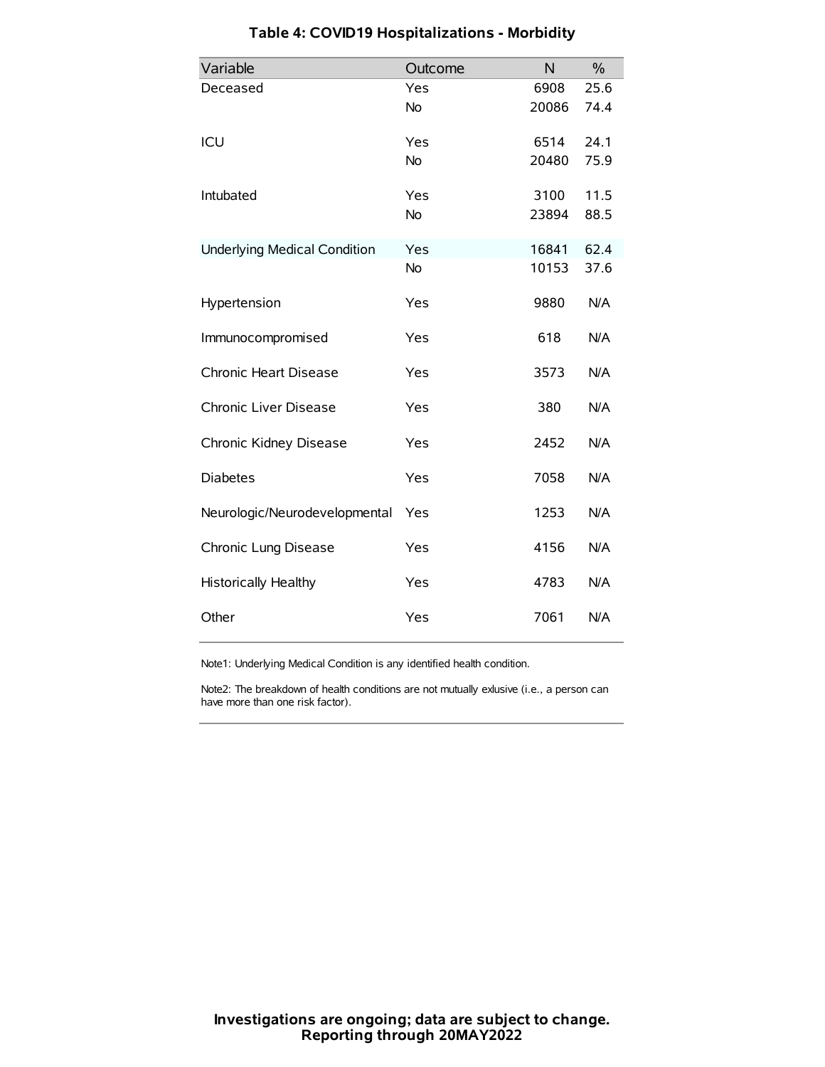# Table 4: COVID19 Hospitalizations - Morbidity

| Variable | Outcome | N | % |
|---|---|---|---|
| Deceased | Yes | 6908 | 25.6 |
| | No | 20086 | 74.4 |
| ICU | Yes | 6514 | 24.1 |
| | No | 20480 | 75.9 |
| Intubated | Yes | 3100 | 11.5 |
| | No | 23894 | 88.5 |
| Underlying Medical Condition | Yes | 16841 | 62.4 |
| | No | 10153 | 37.6 |
| Hypertension | Yes | 9880 | N/A |
| Immunocompromised | Yes | 618 | N/A |
| Chronic Heart Disease | Yes | 3573 | N/A |
| Chronic Liver Disease | Yes | 380 | N/A |
| Chronic Kidney Disease | Yes | 2452 | N/A |
| Diabetes | Yes | 7058 | N/A |
| Neurologic/Neurodevelopmental | Yes | 1253 | N/A |
| Chronic Lung Disease | Yes | 4156 | N/A |
| Historically Healthy | Yes | 4783 | N/A |
| Other | Yes | 7061 | N/A |

Note1: Underlying Medical Condition is any identified health condition.

Note2: The breakdown of health conditions are not mutually exlusive (i.e., a person can have more than one risk factor).

**Investigations are ongoing; data are subject to change.**
**Reporting through 20MAY2022**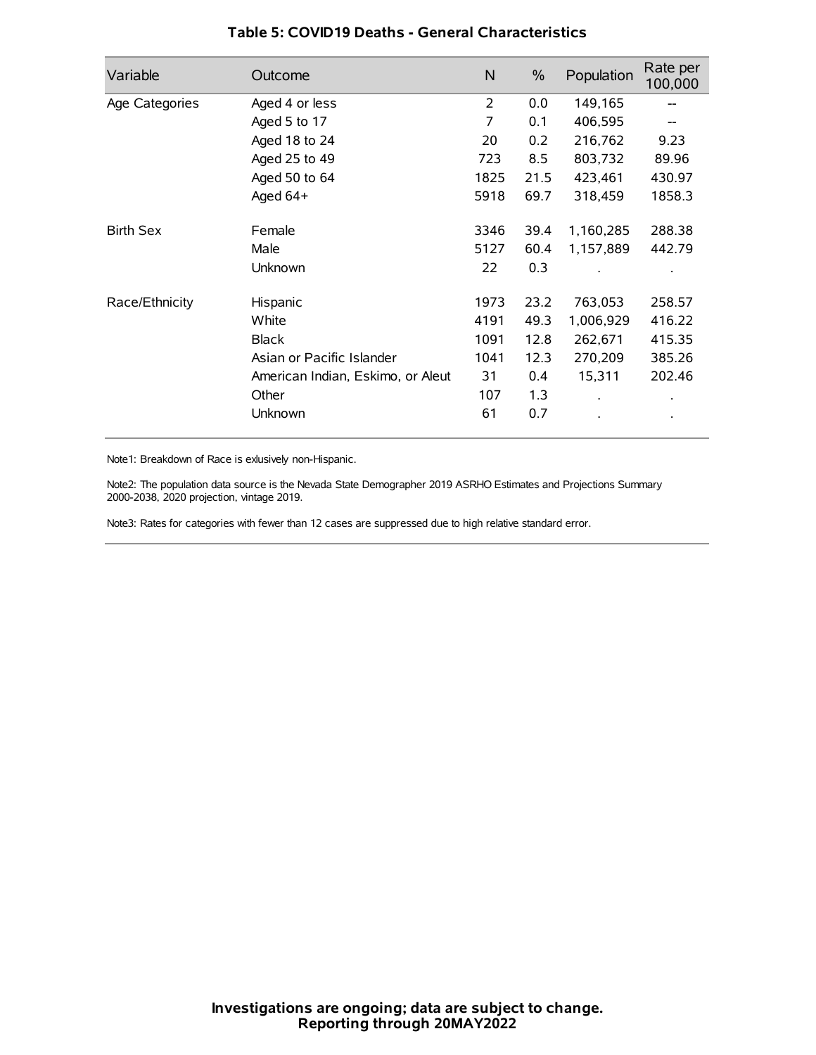## Table 5: COVID19 Deaths - General Characteristics

| Variable | Outcome | N | % | Population | Rate per 100,000 |
|---|---|---|---|---|---|
| Age Categories | Aged 4 or less | 2 | 0.0 | 149,165 | -- |
| | Aged 5 to 17 | 7 | 0.1 | 406,595 | -- |
| | Aged 18 to 24 | 20 | 0.2 | 216,762 | 9.23 |
| | Aged 25 to 49 | 723 | 8.5 | 803,732 | 89.96 |
| | Aged 50 to 64 | 1825 | 21.5 | 423,461 | 430.97 |
| | Aged 64+ | 5918 | 69.7 | 318,459 | 1858.3 |
| Birth Sex | Female | 3346 | 39.4 | 1,160,285 | 288.38 |
| | Male | 5127 | 60.4 | 1,157,889 | 442.79 |
| | Unknown | 22 | 0.3 | . | . |
| Race/Ethnicity | Hispanic | 1973 | 23.2 | 763,053 | 258.57 |
| | White | 4191 | 49.3 | 1,006,929 | 416.22 |
| | Black | 1091 | 12.8 | 262,671 | 415.35 |
| | Asian or Pacific Islander | 1041 | 12.3 | 270,209 | 385.26 |
| | American Indian, Eskimo, or Aleut | 31 | 0.4 | 15,311 | 202.46 |
| | Other | 107 | 1.3 | . | . |
| | Unknown | 61 | 0.7 | . | . |

Note1: Breakdown of Race is exlusively non-Hispanic.

Note2: The population data source is the Nevada State Demographer 2019 ASRHO Estimates and Projections Summary 2000-2038, 2020 projection, vintage 2019.

Note3: Rates for categories with fewer than 12 cases are suppressed due to high relative standard error.

**Investigations are ongoing; data are subject to change.**
**Reporting through 20MAY2022**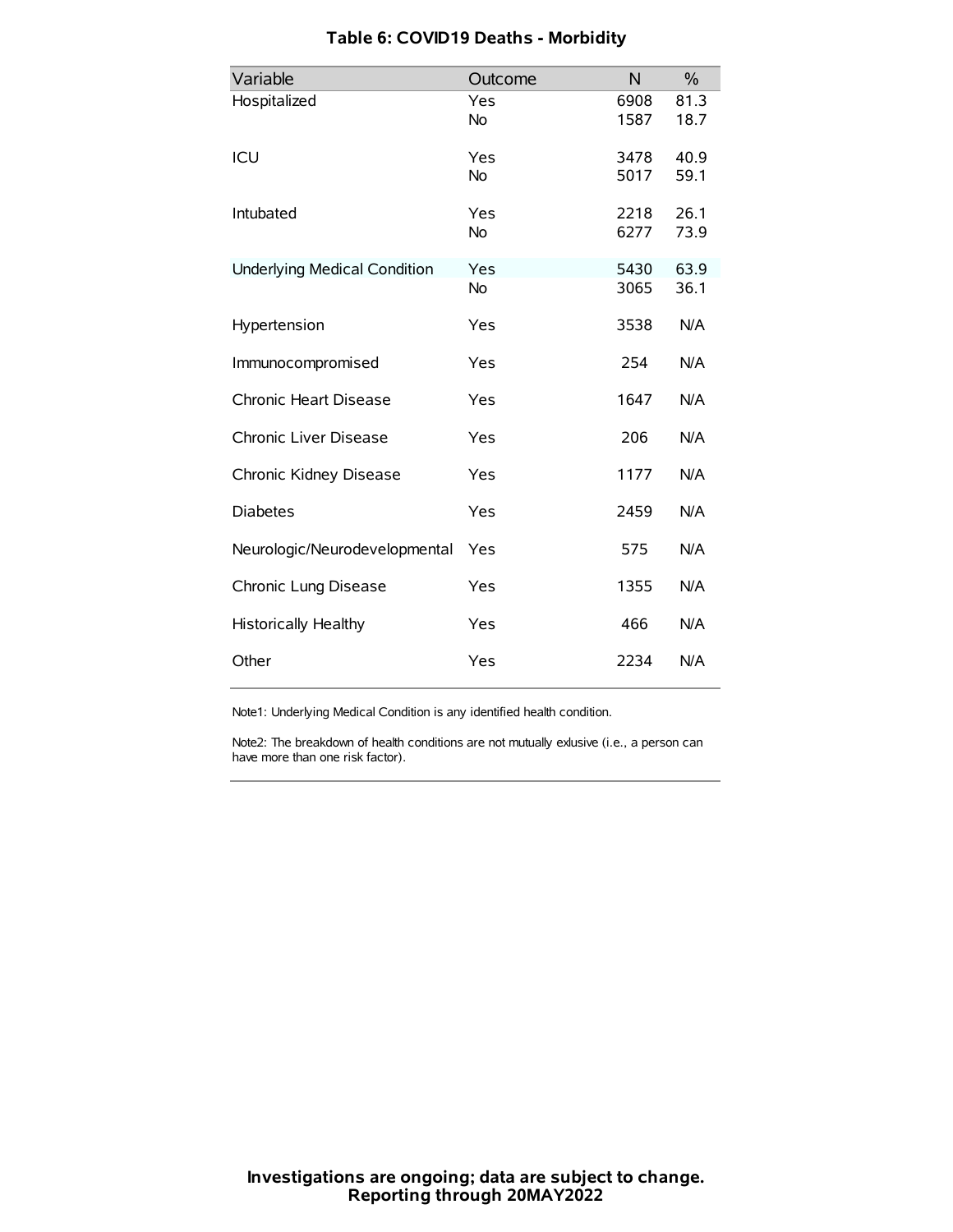## Table 6: COVID19 Deaths - Morbidity

| Variable | Outcome | N | % |
|---|---|---|---|
| Hospitalized | Yes | 6908 | 81.3 |
| | No | 1587 | 18.7 |
| ICU | Yes | 3478 | 40.9 |
| | No | 5017 | 59.1 |
| Intubated | Yes | 2218 | 26.1 |
| | No | 6277 | 73.9 |
| Underlying Medical Condition | Yes | 5430 | 63.9 |
| | No | 3065 | 36.1 |
| Hypertension | Yes | 3538 | N/A |
| Immunocompromised | Yes | 254 | N/A |
| Chronic Heart Disease | Yes | 1647 | N/A |
| Chronic Liver Disease | Yes | 206 | N/A |
| Chronic Kidney Disease | Yes | 1177 | N/A |
| Diabetes | Yes | 2459 | N/A |
| Neurologic/Neurodevelopmental | Yes | 575 | N/A |
| Chronic Lung Disease | Yes | 1355 | N/A |
| Historically Healthy | Yes | 466 | N/A |
| Other | Yes | 2234 | N/A |

Note1: Underlying Medical Condition is any identified health condition.

Note2: The breakdown of health conditions are not mutually exlusive (i.e., a person can have more than one risk factor).

**Investigations are ongoing; data are subject to change.**
**Reporting through 20MAY2022**